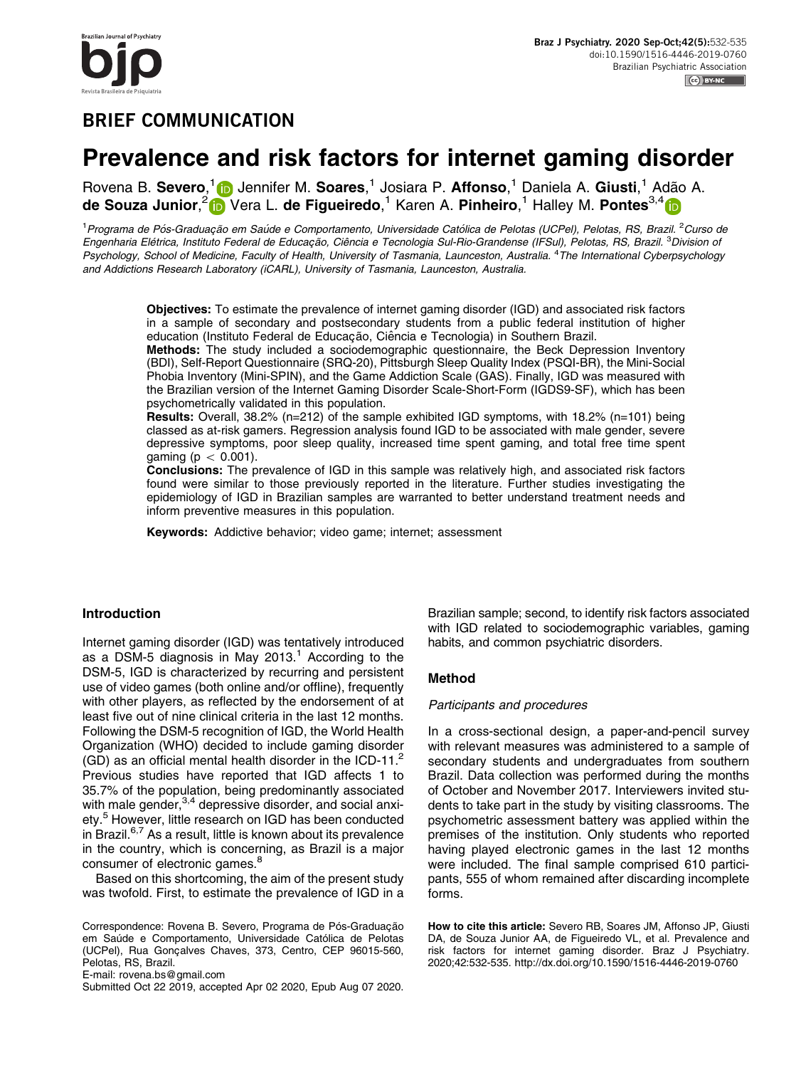## BRIEF COMMUNICATION

# Prevalence and risk factors for internet gaming disorder

Rovena B. **Severo**,[1] Jennifer M. **Soares**,[1] Josiara P. **Affonso**,[1] Daniela A. **Giusti**,[1] Adão A. **de Souza Junior**,[2] Vera L. **de Figueiredo**,[1] Karen A. **Pinheiro**,[1] Halley M. **Pontes**[3,4]

[1] *Programa de Pós-Graduação em Saúde e Comportamento, Universidade Católica de Pelotas (UCPel), Pelotas, RS, Brazil.* [2] *Curso de Engenharia Elétrica, Instituto Federal de Educação, Ciência e Tecnologia Sul-Rio-Grandense (IFSul), Pelotas, RS, Brazil.* [3] *Division of Psychology, School of Medicine, Faculty of Health, University of Tasmania, Launceston, Australia.* [4] *The International Cyberpsychology and Addictions Research Laboratory (iCARL), University of Tasmania, Launceston, Australia.*

**Objectives:** To estimate the prevalence of internet gaming disorder (IGD) and associated risk factors in a sample of secondary and postsecondary students from a public federal institution of higher education (Instituto Federal de Educação, Ciência e Tecnologia) in Southern Brazil.

**Methods:** The study included a sociodemographic questionnaire, the Beck Depression Inventory (BDI), Self-Report Questionnaire (SRQ-20), Pittsburgh Sleep Quality Index (PSQI-BR), the Mini-Social Phobia Inventory (Mini-SPIN), and the Game Addiction Scale (GAS). Finally, IGD was measured with the Brazilian version of the Internet Gaming Disorder Scale-Short-Form (IGDS9-SF), which has been psychometrically validated in this population.

**Results:** Overall, 38.2% (n=212) of the sample exhibited IGD symptoms, with 18.2% (n=101) being classed as at-risk gamers. Regression analysis found IGD to be associated with male gender, severe depressive symptoms, poor sleep quality, increased time spent gaming, and total free time spent gaming ($p < 0.001$).

**Conclusions:** The prevalence of IGD in this sample was relatively high, and associated risk factors found were similar to those previously reported in the literature. Further studies investigating the epidemiology of IGD in Brazilian samples are warranted to better understand treatment needs and inform preventive measures in this population.

**Keywords:** Addictive behavior; video game; internet; assessment

## Introduction

Internet gaming disorder (IGD) was tentatively introduced as a DSM-5 diagnosis in May 2013.[1] According to the DSM-5, IGD is characterized by recurring and persistent use of video games (both online and/or offline), frequently with other players, as reflected by the endorsement of at least five out of nine clinical criteria in the last 12 months. Following the DSM-5 recognition of IGD, the World Health Organization (WHO) decided to include gaming disorder (GD) as an official mental health disorder in the ICD-11.[2] Previous studies have reported that IGD affects 1 to 35.7% of the population, being predominantly associated with male gender,[3,4] depressive disorder, and social anxiety.[5] However, little research on IGD has been conducted in Brazil.[6,7] As a result, little is known about its prevalence in the country, which is concerning, as Brazil is a major consumer of electronic games.[8]

Based on this shortcoming, the aim of the present study was twofold. First, to estimate the prevalence of IGD in a Brazilian sample; second, to identify risk factors associated with IGD related to sociodemographic variables, gaming habits, and common psychiatric disorders.

## Method

### *Participants and procedures*

In a cross-sectional design, a paper-and-pencil survey with relevant measures was administered to a sample of secondary students and undergraduates from southern Brazil. Data collection was performed during the months of October and November 2017. Interviewers invited students to take part in the study by visiting classrooms. The psychometric assessment battery was applied within the premises of the institution. Only students who reported having played electronic games in the last 12 months were included. The final sample comprised 610 participants, 555 of whom remained after discarding incomplete forms.

Correspondence: Rovena B. Severo, Programa de Pós-Graduação em Saúde e Comportamento, Universidade Católica de Pelotas (UCPel), Rua Gonçalves Chaves, 373, Centro, CEP 96015-560, Pelotas, RS, Brazil.
E-mail: rovena.bs@gmail.com
Submitted Oct 22 2019, accepted Apr 02 2020, Epub Aug 07 2020.

**How to cite this article:** Severo RB, Soares JM, Affonso JP, Giusti DA, de Souza Junior AA, de Figueiredo VL, et al. Prevalence and risk factors for internet gaming disorder. Braz J Psychiatry. 2020;42:532-535. http://dx.doi.org/10.1590/1516-4446-2019-0760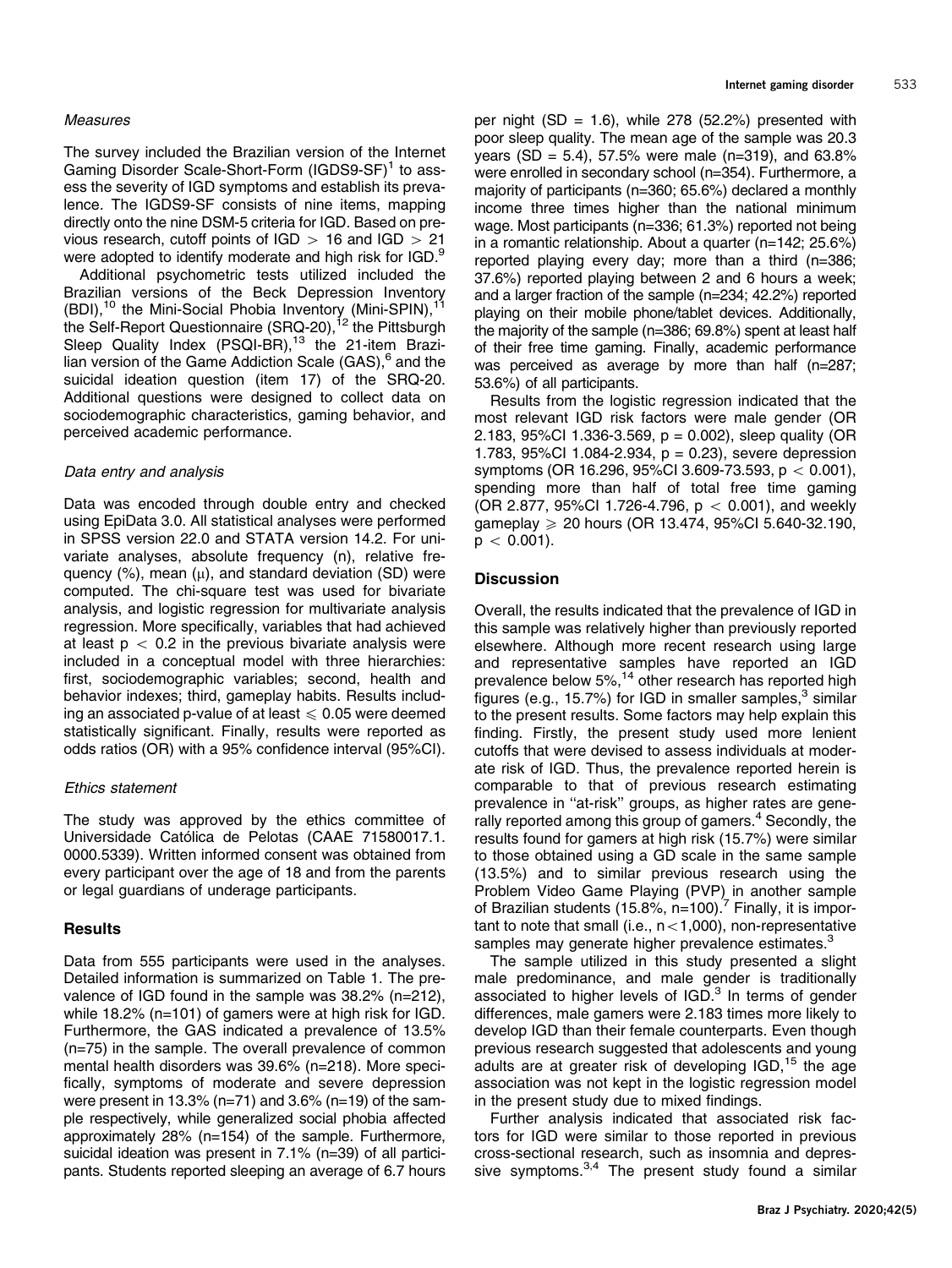### *Measures*

The survey included the Brazilian version of the Internet Gaming Disorder Scale-Short-Form (IGDS9-SF)[1] to assess the severity of IGD symptoms and establish its prevalence. The IGDS9-SF consists of nine items, mapping directly onto the nine DSM-5 criteria for IGD. Based on previous research, cutoff points of IGD $>$ 16 and IGD $>$ 21 were adopted to identify moderate and high risk for IGD.[9]

Additional psychometric tests utilized included the Brazilian versions of the Beck Depression Inventory (BDI),[10] the Mini-Social Phobia Inventory (Mini-SPIN),[11] the Self-Report Questionnaire (SRQ-20),[12] the Pittsburgh Sleep Quality Index (PSQI-BR),[13] the 21-item Brazilian version of the Game Addiction Scale (GAS),[6] and the suicidal ideation question (item 17) of the SRQ-20. Additional questions were designed to collect data on sociodemographic characteristics, gaming behavior, and perceived academic performance.

### *Data entry and analysis*

Data was encoded through double entry and checked using EpiData 3.0. All statistical analyses were performed in SPSS version 22.0 and STATA version 14.2. For univariate analyses, absolute frequency (n), relative frequency (%), mean ($\mu$), and standard deviation (SD) were computed. The chi-square test was used for bivariate analysis, and logistic regression for multivariate analysis regression. More specifically, variables that had achieved at least $p < 0.2$ in the previous bivariate analysis were included in a conceptual model with three hierarchies: first, sociodemographic variables; second, health and behavior indexes; third, gameplay habits. Results including an associated p-value of at least $\leqslant 0.05$ were deemed statistically significant. Finally, results were reported as odds ratios (OR) with a 95% confidence interval (95%CI).

### *Ethics statement*

The study was approved by the ethics committee of Universidade Católica de Pelotas (CAAE 71580017.1. 0000.5339). Written informed consent was obtained from every participant over the age of 18 and from the parents or legal guardians of underage participants.

## Results

Data from 555 participants were used in the analyses. Detailed information is summarized on Table 1. The prevalence of IGD found in the sample was 38.2% (n=212), while 18.2% (n=101) of gamers were at high risk for IGD. Furthermore, the GAS indicated a prevalence of 13.5% (n=75) in the sample. The overall prevalence of common mental health disorders was 39.6% (n=218). More specifically, symptoms of moderate and severe depression were present in 13.3% (n=71) and 3.6% (n=19) of the sample respectively, while generalized social phobia affected approximately 28% (n=154) of the sample. Furthermore, suicidal ideation was present in 7.1% (n=39) of all participants. Students reported sleeping an average of 6.7 hours per night (SD = 1.6), while 278 (52.2%) presented with poor sleep quality. The mean age of the sample was 20.3 years (SD = 5.4), 57.5% were male (n=319), and 63.8% were enrolled in secondary school (n=354). Furthermore, a majority of participants (n=360; 65.6%) declared a monthly income three times higher than the national minimum wage. Most participants (n=336; 61.3%) reported not being in a romantic relationship. About a quarter (n=142; 25.6%) reported playing every day; more than a third (n=386; 37.6%) reported playing between 2 and 6 hours a week; and a larger fraction of the sample (n=234; 42.2%) reported playing on their mobile phone/tablet devices. Additionally, the majority of the sample (n=386; 69.8%) spent at least half of their free time gaming. Finally, academic performance was perceived as average by more than half (n=287; 53.6%) of all participants.

Results from the logistic regression indicated that the most relevant IGD risk factors were male gender (OR 2.183, 95%CI 1.336-3.569, $p = 0.002$), sleep quality (OR 1.783, 95%CI 1.084-2.934, $p = 0.23$), severe depression symptoms (OR 16.296, 95%CI 3.609-73.593, $p < 0.001$), spending more than half of total free time gaming (OR 2.877, 95%CI 1.726-4.796, $p < 0.001$), and weekly gameplay $\geqslant$ 20 hours (OR 13.474, 95%CI 5.640-32.190, $p < 0.001$).

## Discussion

Overall, the results indicated that the prevalence of IGD in this sample was relatively higher than previously reported elsewhere. Although more recent research using large and representative samples have reported an IGD prevalence below 5%,[14] other research has reported high figures (e.g., 15.7%) for IGD in smaller samples,[3] similar to the present results. Some factors may help explain this finding. Firstly, the present study used more lenient cutoffs that were devised to assess individuals at moderate risk of IGD. Thus, the prevalence reported herein is comparable to that of previous research estimating prevalence in ''at-risk'' groups, as higher rates are generally reported among this group of gamers.[4] Secondly, the results found for gamers at high risk (15.7%) were similar to those obtained using a GD scale in the same sample (13.5%) and to similar previous research using the Problem Video Game Playing (PVP) in another sample of Brazilian students (15.8%, n=100).[7] Finally, it is important to note that small (i.e., n<1,000), non-representative samples may generate higher prevalence estimates.[3]

The sample utilized in this study presented a slight male predominance, and male gender is traditionally associated to higher levels of IGD.[3] In terms of gender differences, male gamers were 2.183 times more likely to develop IGD than their female counterparts. Even though previous research suggested that adolescents and young adults are at greater risk of developing IGD,[15] the age association was not kept in the logistic regression model in the present study due to mixed findings.

Further analysis indicated that associated risk factors for IGD were similar to those reported in previous cross-sectional research, such as insomnia and depressive symptoms.[3,4] The present study found a similar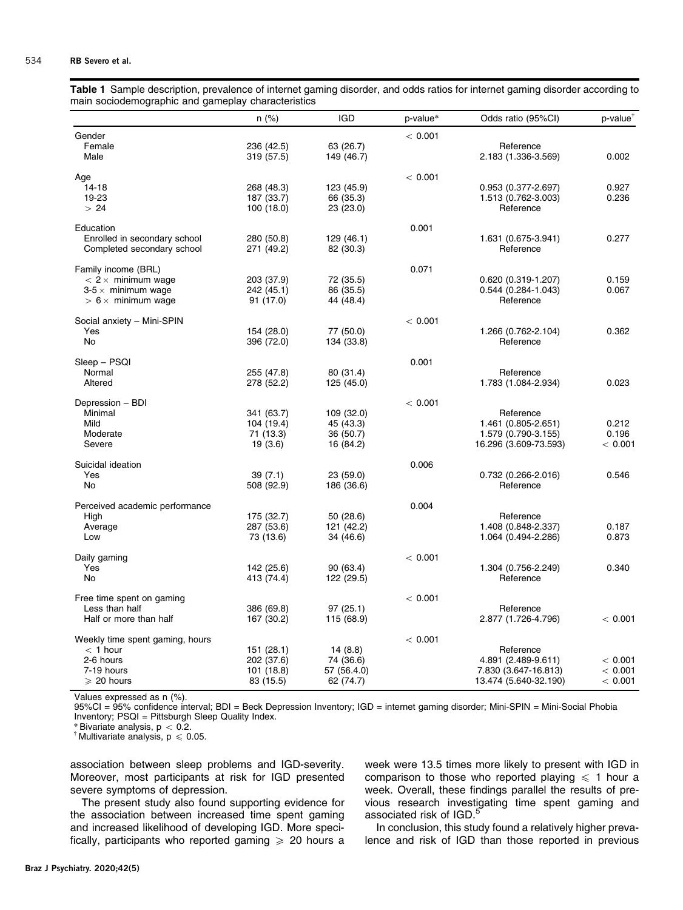**Table 1** Sample description, prevalence of internet gaming disorder, and odds ratios for internet gaming disorder according to main sociodemographic and gameplay characteristics

| | n (%) | IGD | p-value* | Odds ratio (95%CI) | p-value† |
|---|---|---|---|---|---|
| Gender | | | < 0.001 | | |
| Female | 236 (42.5) | 63 (26.7) | | Reference | |
| Male | 319 (57.5) | 149 (46.7) | | 2.183 (1.336-3.569) | 0.002 |
| Age | | | < 0.001 | | |
| 14-18 | 268 (48.3) | 123 (45.9) | | 0.953 (0.377-2.697) | 0.927 |
| 19-23 | 187 (33.7) | 66 (35.3) | | 1.513 (0.762-3.003) | 0.236 |
| > 24 | 100 (18.0) | 23 (23.0) | | Reference | |
| Education | | | 0.001 | | |
| Enrolled in secondary school | 280 (50.8) | 129 (46.1) | | 1.631 (0.675-3.941) | 0.277 |
| Completed secondary school | 271 (49.2) | 82 (30.3) | | Reference | |
| Family income (BRL) | | | 0.071 | | |
| < 2 × minimum wage | 203 (37.9) | 72 (35.5) | | 0.620 (0.319-1.207) | 0.159 |
| 3-5 × minimum wage | 242 (45.1) | 86 (35.5) | | 0.544 (0.284-1.043) | 0.067 |
| > 6 × minimum wage | 91 (17.0) | 44 (48.4) | | Reference | |
| Social anxiety – Mini-SPIN | | | < 0.001 | | |
| Yes | 154 (28.0) | 77 (50.0) | | 1.266 (0.762-2.104) | 0.362 |
| No | 396 (72.0) | 134 (33.8) | | Reference | |
| Sleep – PSQI | | | 0.001 | | |
| Normal | 255 (47.8) | 80 (31.4) | | Reference | |
| Altered | 278 (52.2) | 125 (45.0) | | 1.783 (1.084-2.934) | 0.023 |
| Depression – BDI | | | < 0.001 | | |
| Minimal | 341 (63.7) | 109 (32.0) | | Reference | |
| Mild | 104 (19.4) | 45 (43.3) | | 1.461 (0.805-2.651) | 0.212 |
| Moderate | 71 (13.3) | 36 (50.7) | | 1.579 (0.790-3.155) | 0.196 |
| Severe | 19 (3.6) | 16 (84.2) | | 16.296 (3.609-73.593) | < 0.001 |
| Suicidal ideation | | | 0.006 | | |
| Yes | 39 (7.1) | 23 (59.0) | | 0.732 (0.266-2.016) | 0.546 |
| No | 508 (92.9) | 186 (36.6) | | Reference | |
| Perceived academic performance | | | 0.004 | | |
| High | 175 (32.7) | 50 (28.6) | | Reference | |
| Average | 287 (53.6) | 121 (42.2) | | 1.408 (0.848-2.337) | 0.187 |
| Low | 73 (13.6) | 34 (46.6) | | 1.064 (0.494-2.286) | 0.873 |
| Daily gaming | | | < 0.001 | | |
| Yes | 142 (25.6) | 90 (63.4) | | 1.304 (0.756-2.249) | 0.340 |
| No | 413 (74.4) | 122 (29.5) | | Reference | |
| Free time spent on gaming | | | < 0.001 | | |
| Less than half | 386 (69.8) | 97 (25.1) | | Reference | |
| Half or more than half | 167 (30.2) | 115 (68.9) | | 2.877 (1.726-4.796) | < 0.001 |
| Weekly time spent gaming, hours | | | < 0.001 | | |
| < 1 hour | 151 (28.1) | 14 (8.8) | | Reference | |
| 2-6 hours | 202 (37.6) | 74 (36.6) | | 4.891 (2.489-9.611) | < 0.001 |
| 7-19 hours | 101 (18.8) | 57 (56.4.0) | | 7.830 (3.647-16.813) | < 0.001 |
| ⩾ 20 hours | 83 (15.5) | 62 (74.7) | | 13.474 (5.640-32.190) | < 0.001 |

Values expressed as n (%).
95%CI = 95% confidence interval; BDI = Beck Depression Inventory; IGD = internet gaming disorder; Mini-SPIN = Mini-Social Phobia Inventory; PSQI = Pittsburgh Sleep Quality Index.
* Bivariate analysis, $p < 0.2$.
† Multivariate analysis, $p \leqslant 0.05$.

association between sleep problems and IGD-severity. Moreover, most participants at risk for IGD presented severe symptoms of depression.

The present study also found supporting evidence for the association between increased time spent gaming and increased likelihood of developing IGD. More specifically, participants who reported gaming ⩾ 20 hours a week were 13.5 times more likely to present with IGD in comparison to those who reported playing ⩽ 1 hour a week. Overall, these findings parallel the results of previous research investigating time spent gaming and associated risk of IGD.[5]

In conclusion, this study found a relatively higher prevalence and risk of IGD than those reported in previous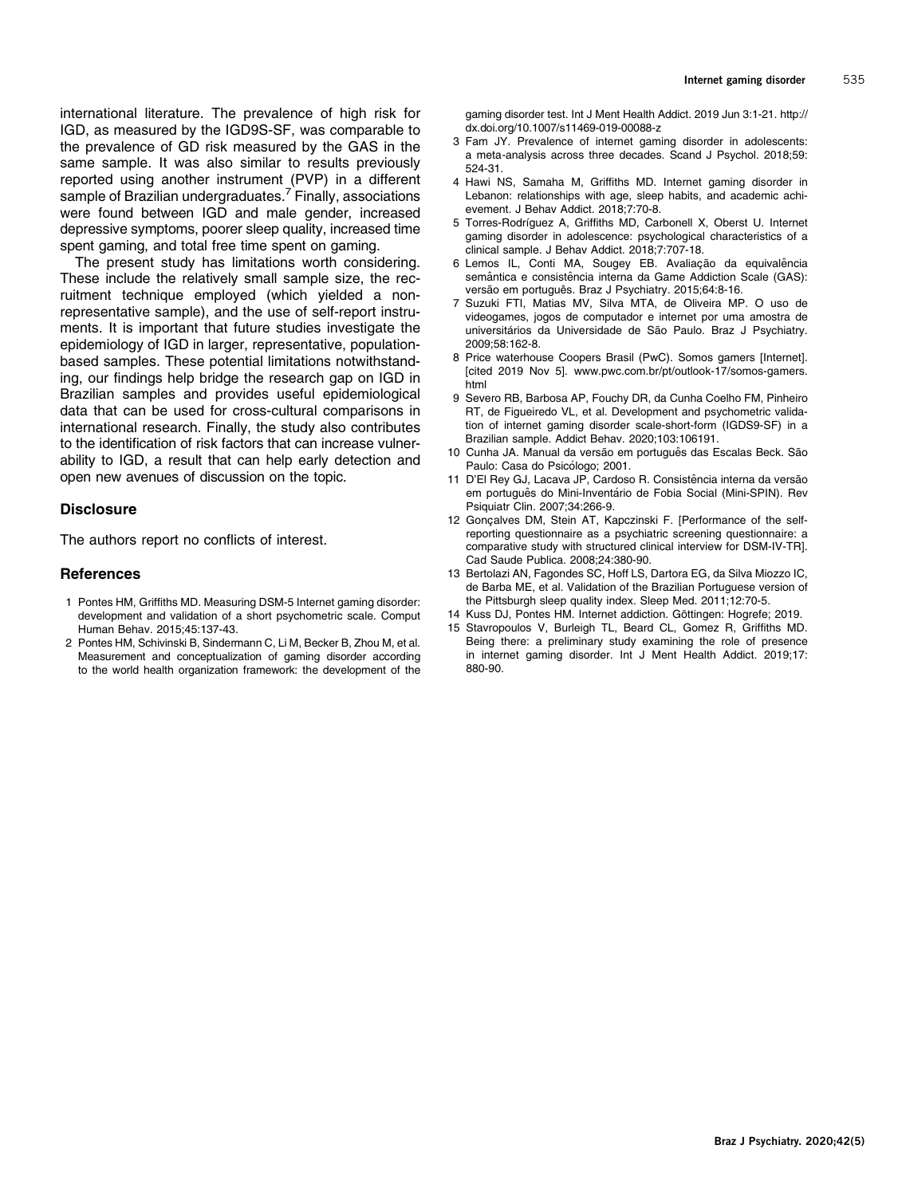international literature. The prevalence of high risk for IGD, as measured by the IGD9S-SF, was comparable to the prevalence of GD risk measured by the GAS in the same sample. It was also similar to results previously reported using another instrument (PVP) in a different sample of Brazilian undergraduates.[7] Finally, associations were found between IGD and male gender, increased depressive symptoms, poorer sleep quality, increased time spent gaming, and total free time spent on gaming.

The present study has limitations worth considering. These include the relatively small sample size, the recruitment technique employed (which yielded a non-representative sample), and the use of self-report instruments. It is important that future studies investigate the epidemiology of IGD in larger, representative, population-based samples. These potential limitations notwithstanding, our findings help bridge the research gap on IGD in Brazilian samples and provides useful epidemiological data that can be used for cross-cultural comparisons in international research. Finally, the study also contributes to the identification of risk factors that can increase vulnerability to IGD, a result that can help early detection and open new avenues of discussion on the topic.

## Disclosure

The authors report no conflicts of interest.

## References

1. Pontes HM, Griffiths MD. Measuring DSM-5 Internet gaming disorder: development and validation of a short psychometric scale. Comput Human Behav. 2015;45:137-43.
2. Pontes HM, Schivinski B, Sindermann C, Li M, Becker B, Zhou M, et al. Measurement and conceptualization of gaming disorder according to the world health organization framework: the development of the gaming disorder test. Int J Ment Health Addict. 2019 Jun 3:1-21. http://dx.doi.org/10.1007/s11469-019-00088-z
3. Fam JY. Prevalence of internet gaming disorder in adolescents: a meta-analysis across three decades. Scand J Psychol. 2018;59: 524-31.
4. Hawi NS, Samaha M, Griffiths MD. Internet gaming disorder in Lebanon: relationships with age, sleep habits, and academic achievement. J Behav Addict. 2018;7:70-8.
5. Torres-Rodríguez A, Griffiths MD, Carbonell X, Oberst U. Internet gaming disorder in adolescence: psychological characteristics of a clinical sample. J Behav Addict. 2018;7:707-18.
6. Lemos IL, Conti MA, Sougey EB. Avaliação da equivalência semântica e consistência interna da Game Addiction Scale (GAS): versão em português. Braz J Psychiatry. 2015;64:8-16.
7. Suzuki FTI, Matias MV, Silva MTA, de Oliveira MP. O uso de videogames, jogos de computador e internet por uma amostra de universitários da Universidade de São Paulo. Braz J Psychiatry. 2009;58:162-8.
8. Price waterhouse Coopers Brasil (PwC). Somos gamers [Internet]. [cited 2019 Nov 5]. www.pwc.com.br/pt/outlook-17/somos-gamers.html
9. Severo RB, Barbosa AP, Fouchy DR, da Cunha Coelho FM, Pinheiro RT, de Figueiredo VL, et al. Development and psychometric validation of internet gaming disorder scale-short-form (IGDS9-SF) in a Brazilian sample. Addict Behav. 2020;103:106191.
10. Cunha JA. Manual da versão em português das Escalas Beck. São Paulo: Casa do Psicólogo; 2001.
11. D'El Rey GJ, Lacava JP, Cardoso R. Consistência interna da versão em português do Mini-Inventário de Fobia Social (Mini-SPIN). Rev Psiquiatr Clin. 2007;34:266-9.
12. Gonçalves DM, Stein AT, Kapczinski F. [Performance of the self-reporting questionnaire as a psychiatric screening questionnaire: a comparative study with structured clinical interview for DSM-IV-TR]. Cad Saude Publica. 2008;24:380-90.
13. Bertolazi AN, Fagondes SC, Hoff LS, Dartora EG, da Silva Miozzo IC, de Barba ME, et al. Validation of the Brazilian Portuguese version of the Pittsburgh sleep quality index. Sleep Med. 2011;12:70-5.
14. Kuss DJ, Pontes HM. Internet addiction. Göttingen: Hogrefe; 2019.
15. Stavropoulos V, Burleigh TL, Beard CL, Gomez R, Griffiths MD. Being there: a preliminary study examining the role of presence in internet gaming disorder. Int J Ment Health Addict. 2019;17: 880-90.